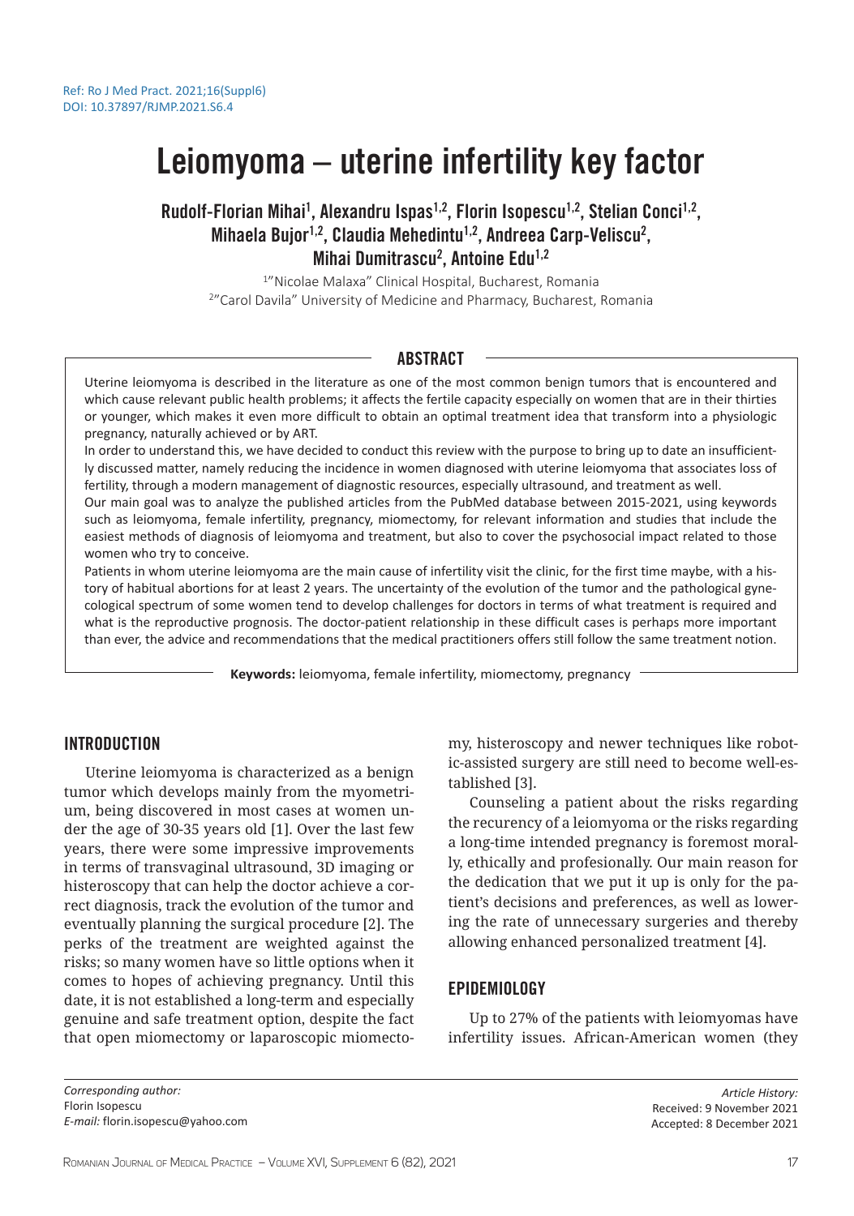Ref: Ro J Med Pract. 2021;16(Suppl6)
DOI: 10.37897/RJMP.2021.S6.4

# Leiomyoma – uterine infertility key factor

**Rudolf-Florian Mihai[1], Alexandru Ispas[1,2], Florin Isopescu[1,2], Stelian Conci[1,2], Mihaela Bujor[1,2], Claudia Mehedintu[1,2], Andreea Carp-Veliscu[2], Mihai Dumitrascu[2], Antoine Edu[1,2]**

[1]"Nicolae Malaxa" Clinical Hospital, Bucharest, Romania
[2]"Carol Davila" University of Medicine and Pharmacy, Bucharest, Romania

## ABSTRACT

Uterine leiomyoma is described in the literature as one of the most common benign tumors that is encountered and which cause relevant public health problems; it affects the fertile capacity especially on women that are in their thirties or younger, which makes it even more difficult to obtain an optimal treatment idea that transform into a physiologic pregnancy, naturally achieved or by ART.

In order to understand this, we have decided to conduct this review with the purpose to bring up to date an insufficiently discussed matter, namely reducing the incidence in women diagnosed with uterine leiomyoma that associates loss of fertility, through a modern management of diagnostic resources, especially ultrasound, and treatment as well.

Our main goal was to analyze the published articles from the PubMed database between 2015-2021, using keywords such as leiomyoma, female infertility, pregnancy, miomectomy, for relevant information and studies that include the easiest methods of diagnosis of leiomyoma and treatment, but also to cover the psychosocial impact related to those women who try to conceive.

Patients in whom uterine leiomyoma are the main cause of infertility visit the clinic, for the first time maybe, with a history of habitual abortions for at least 2 years. The uncertainty of the evolution of the tumor and the pathological gynecological spectrum of some women tend to develop challenges for doctors in terms of what treatment is required and what is the reproductive prognosis. The doctor-patient relationship in these difficult cases is perhaps more important than ever, the advice and recommendations that the medical practitioners offers still follow the same treatment notion.

**Keywords:** leiomyoma, female infertility, miomectomy, pregnancy

## INTRODUCTION

Uterine leiomyoma is characterized as a benign tumor which develops mainly from the myometrium, being discovered in most cases at women under the age of 30-35 years old [1]. Over the last few years, there were some impressive improvements in terms of transvaginal ultrasound, 3D imaging or histeroscopy that can help the doctor achieve a correct diagnosis, track the evolution of the tumor and eventually planning the surgical procedure [2]. The perks of the treatment are weighted against the risks; so many women have so little options when it comes to hopes of achieving pregnancy. Until this date, it is not established a long-term and especially genuine and safe treatment option, despite the fact that open miomectomy or laparoscopic miomectomy, histeroscopy and newer techniques like robotic-assisted surgery are still need to become well-established [3].

Counseling a patient about the risks regarding the recurency of a leiomyoma or the risks regarding a long-time intended pregnancy is foremost morally, ethically and profesionally. Our main reason for the dedication that we put it up is only for the patient's decisions and preferences, as well as lowering the rate of unnecessary surgeries and thereby allowing enhanced personalized treatment [4].

## EPIDEMIOLOGY

Up to 27% of the patients with leiomyomas have infertility issues. African-American women (they

*Corresponding author:*
Florin Isopescu
*E-mail:* florin.isopescu@yahoo.com

*Article History:*
Received: 9 November 2021
Accepted: 8 December 2021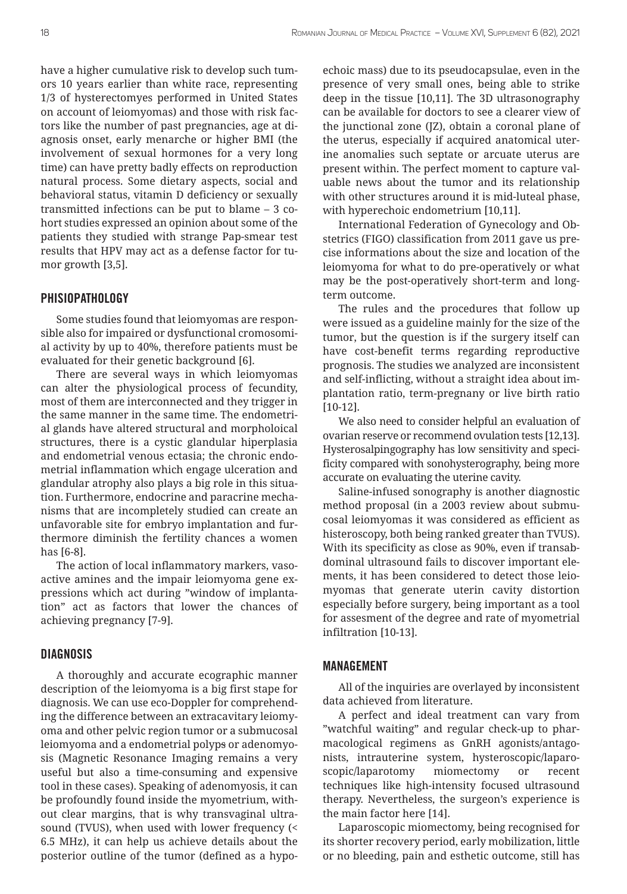have a higher cumulative risk to develop such tumors 10 years earlier than white race, representing 1/3 of hysterectomyes performed in United States on account of leiomyomas) and those with risk factors like the number of past pregnancies, age at diagnosis onset, early menarche or higher BMI (the involvement of sexual hormones for a very long time) can have pretty badly effects on reproduction natural process. Some dietary aspects, social and behavioral status, vitamin D deficiency or sexually transmitted infections can be put to blame – 3 cohort studies expressed an opinion about some of the patients they studied with strange Pap-smear test results that HPV may act as a defense factor for tumor growth [3,5].

## PHISIOPATHOLOGY

Some studies found that leiomyomas are responsible also for impaired or dysfunctional cromosomial activity by up to 40%, therefore patients must be evaluated for their genetic background [6].

There are several ways in which leiomyomas can alter the physiological process of fecundity, most of them are interconnected and they trigger in the same manner in the same time. The endometrial glands have altered structural and morpholoical structures, there is a cystic glandular hiperplasia and endometrial venous ectasia; the chronic endometrial inflammation which engage ulceration and glandular atrophy also plays a big role in this situation. Furthermore, endocrine and paracrine mechanisms that are incompletely studied can create an unfavorable site for embryo implantation and furthermore diminish the fertility chances a women has [6-8].

The action of local inflammatory markers, vasoactive amines and the impair leiomyoma gene expressions which act during "window of implantation" act as factors that lower the chances of achieving pregnancy [7-9].

## DIAGNOSIS

A thoroughly and accurate ecographic manner description of the leiomyoma is a big first stape for diagnosis. We can use eco-Doppler for comprehending the difference between an extracavitary leiomyoma and other pelvic region tumor or a submucosal leiomyoma and a endometrial polyps or adenomyosis (Magnetic Resonance Imaging remains a very useful but also a time-consuming and expensive tool in these cases). Speaking of adenomyosis, it can be profoundly found inside the myometrium, without clear margins, that is why transvaginal ultrasound (TVUS), when used with lower frequency (< 6.5 MHz), it can help us achieve details about the posterior outline of the tumor (defined as a hypoechoic mass) due to its pseudocapsulae, even in the presence of very small ones, being able to strike deep in the tissue [10,11]. The 3D ultrasonography can be available for doctors to see a clearer view of the junctional zone (JZ), obtain a coronal plane of the uterus, especially if acquired anatomical uterine anomalies such septate or arcuate uterus are present within. The perfect moment to capture valuable news about the tumor and its relationship with other structures around it is mid-luteal phase, with hyperechoic endometrium [10,11].

International Federation of Gynecology and Obstetrics (FIGO) classification from 2011 gave us precise informations about the size and location of the leiomyoma for what to do pre-operatively or what may be the post-operatively short-term and long-term outcome.

The rules and the procedures that follow up were issued as a guideline mainly for the size of the tumor, but the question is if the surgery itself can have cost-benefit terms regarding reproductive prognosis. The studies we analyzed are inconsistent and self-inflicting, without a straight idea about implantation ratio, term-pregnany or live birth ratio [10-12].

We also need to consider helpful an evaluation of ovarian reserve or recommend ovulation tests [12,13]. Hysterosalpingography has low sensitivity and specificity compared with sonohysterography, being more accurate on evaluating the uterine cavity.

Saline-infused sonography is another diagnostic method proposal (in a 2003 review about submucosal leiomyomas it was considered as efficient as histeroscopy, both being ranked greater than TVUS). With its specificity as close as 90%, even if transabdominal ultrasound fails to discover important elements, it has been considered to detect those leiomyomas that generate uterin cavity distortion especially before surgery, being important as a tool for assesment of the degree and rate of myometrial infiltration [10-13].

## MANAGEMENT

All of the inquiries are overlayed by inconsistent data achieved from literature.

A perfect and ideal treatment can vary from "watchful waiting" and regular check-up to pharmacological regimens as GnRH agonists/antagonists, intrauterine system, hysteroscopic/laparoscopic/laparotomy miomectomy or recent techniques like high-intensity focused ultrasound therapy. Nevertheless, the surgeon's experience is the main factor here [14].

Laparoscopic miomectomy, being recognised for its shorter recovery period, early mobilization, little or no bleeding, pain and esthetic outcome, still has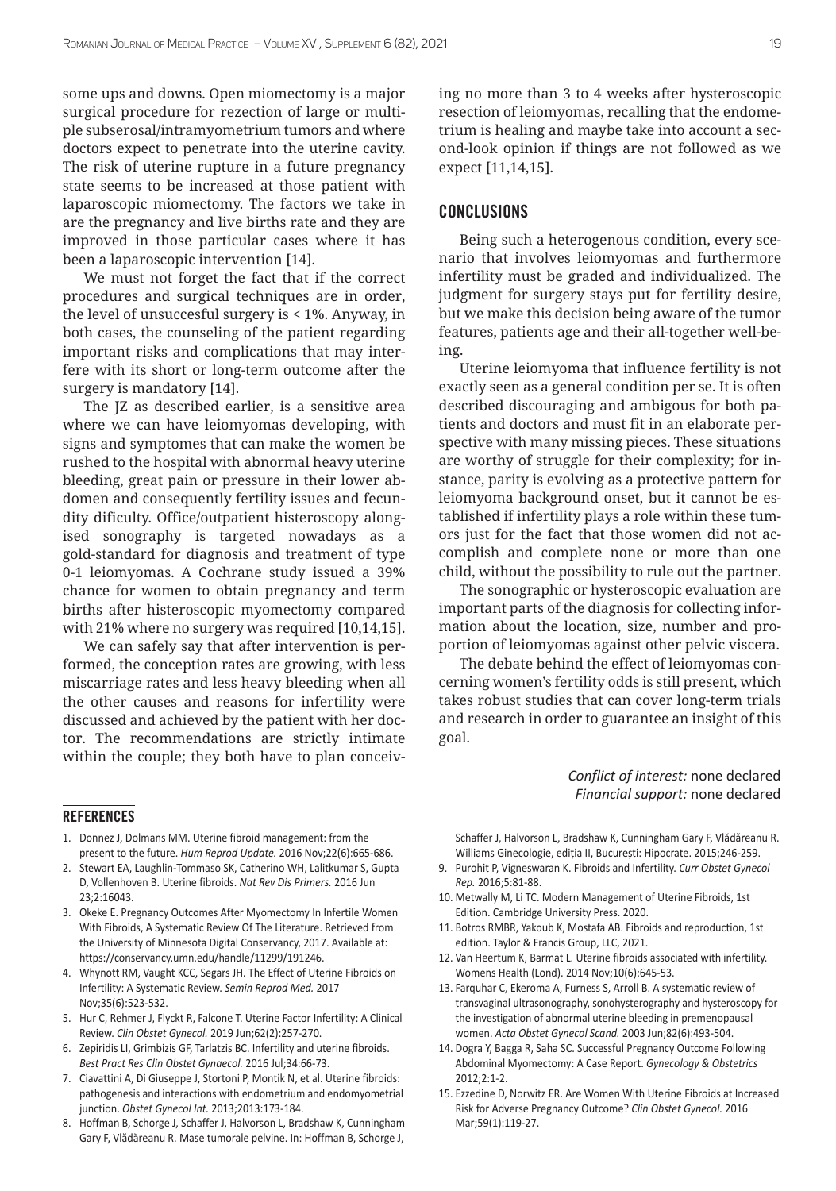some ups and downs. Open miomectomy is a major surgical procedure for rezection of large or multiple subserosal/intramyometrium tumors and where doctors expect to penetrate into the uterine cavity. The risk of uterine rupture in a future pregnancy state seems to be increased at those patient with laparoscopic miomectomy. The factors we take in are the pregnancy and live births rate and they are improved in those particular cases where it has been a laparoscopic intervention [14].

We must not forget the fact that if the correct procedures and surgical techniques are in order, the level of unsuccesful surgery is < 1%. Anyway, in both cases, the counseling of the patient regarding important risks and complications that may interfere with its short or long-term outcome after the surgery is mandatory [14].

The JZ as described earlier, is a sensitive area where we can have leiomyomas developing, with signs and symptomes that can make the women be rushed to the hospital with abnormal heavy uterine bleeding, great pain or pressure in their lower abdomen and consequently fertility issues and fecundity dificulty. Office/outpatient histeroscopy alongised sonography is targeted nowadays as a gold-standard for diagnosis and treatment of type 0-1 leiomyomas. A Cochrane study issued a 39% chance for women to obtain pregnancy and term births after histeroscopic myomectomy compared with 21% where no surgery was required [10,14,15].

We can safely say that after intervention is performed, the conception rates are growing, with less miscarriage rates and less heavy bleeding when all the other causes and reasons for infertility were discussed and achieved by the patient with her doctor. The recommendations are strictly intimate within the couple; they both have to plan conceiving no more than 3 to 4 weeks after hysteroscopic resection of leiomyomas, recalling that the endometrium is healing and maybe take into account a second-look opinion if things are not followed as we expect [11,14,15].

## CONCLUSIONS

Being such a heterogenous condition, every scenario that involves leiomyomas and furthermore infertility must be graded and individualized. The judgment for surgery stays put for fertility desire, but we make this decision being aware of the tumor features, patients age and their all-together well-being.

Uterine leiomyoma that influence fertility is not exactly seen as a general condition per se. It is often described discouraging and ambigous for both patients and doctors and must fit in an elaborate perspective with many missing pieces. These situations are worthy of struggle for their complexity; for instance, parity is evolving as a protective pattern for leiomyoma background onset, but it cannot be established if infertility plays a role within these tumors just for the fact that those women did not accomplish and complete none or more than one child, without the possibility to rule out the partner.

The sonographic or hysteroscopic evaluation are important parts of the diagnosis for collecting information about the location, size, number and proportion of leiomyomas against other pelvic viscera.

The debate behind the effect of leiomyomas concerning women's fertility odds is still present, which takes robust studies that can cover long-term trials and research in order to guarantee an insight of this goal.

*Conflict of interest:* none declared
*Financial support:* none declared

## REFERENCES

1. Donnez J, Dolmans MM. Uterine fibroid management: from the present to the future. *Hum Reprod Update.* 2016 Nov;22(6):665-686.
2. Stewart EA, Laughlin-Tommaso SK, Catherino WH, Lalitkumar S, Gupta D, Vollenhoven B. Uterine fibroids. *Nat Rev Dis Primers.* 2016 Jun 23;2:16043.
3. Okeke E. Pregnancy Outcomes After Myomectomy In Infertile Women With Fibroids, A Systematic Review Of The Literature. Retrieved from the University of Minnesota Digital Conservancy, 2017. Available at: https://conservancy.umn.edu/handle/11299/191246.
4. Whynott RM, Vaught KCC, Segars JH. The Effect of Uterine Fibroids on Infertility: A Systematic Review. *Semin Reprod Med.* 2017 Nov;35(6):523-532.
5. Hur C, Rehmer J, Flyckt R, Falcone T. Uterine Factor Infertility: A Clinical Review. *Clin Obstet Gynecol.* 2019 Jun;62(2):257-270.
6. Zepiridis LI, Grimbizis GF, Tarlatzis BC. Infertility and uterine fibroids. *Best Pract Res Clin Obstet Gynaecol.* 2016 Jul;34:66-73.
7. Ciavattini A, Di Giuseppe J, Stortoni P, Montik N, et al. Uterine fibroids: pathogenesis and interactions with endometrium and endomyometrial junction. *Obstet Gynecol Int.* 2013;2013:173-184.
8. Hoffman B, Schorge J, Schaffer J, Halvorson L, Bradshaw K, Cunningham Gary F, Vlădăreanu R. Mase tumorale pelvine. In: Hoffman B, Schorge J, Schaffer J, Halvorson L, Bradshaw K, Cunningham Gary F, Vlădăreanu R. Williams Ginecologie, ediția II, București: Hipocrate. 2015;246-259.
9. Purohit P, Vigneswaran K. Fibroids and Infertility. *Curr Obstet Gynecol Rep.* 2016;5:81-88.
10. Metwally M, Li TC. Modern Management of Uterine Fibroids, 1st Edition. Cambridge University Press. 2020.
11. Botros RMBR, Yakoub K, Mostafa AB. Fibroids and reproduction, 1st edition. Taylor & Francis Group, LLC, 2021.
12. Van Heertum K, Barmat L. Uterine fibroids associated with infertility. Womens Health (Lond). 2014 Nov;10(6):645-53.
13. Farquhar C, Ekeroma A, Furness S, Arroll B. A systematic review of transvaginal ultrasonography, sonohysterography and hysteroscopy for the investigation of abnormal uterine bleeding in premenopausal women. *Acta Obstet Gynecol Scand.* 2003 Jun;82(6):493-504.
14. Dogra Y, Bagga R, Saha SC. Successful Pregnancy Outcome Following Abdominal Myomectomy: A Case Report. *Gynecology & Obstetrics* 2012;2:1-2.
15. Ezzedine D, Norwitz ER. Are Women With Uterine Fibroids at Increased Risk for Adverse Pregnancy Outcome? *Clin Obstet Gynecol.* 2016 Mar;59(1):119-27.